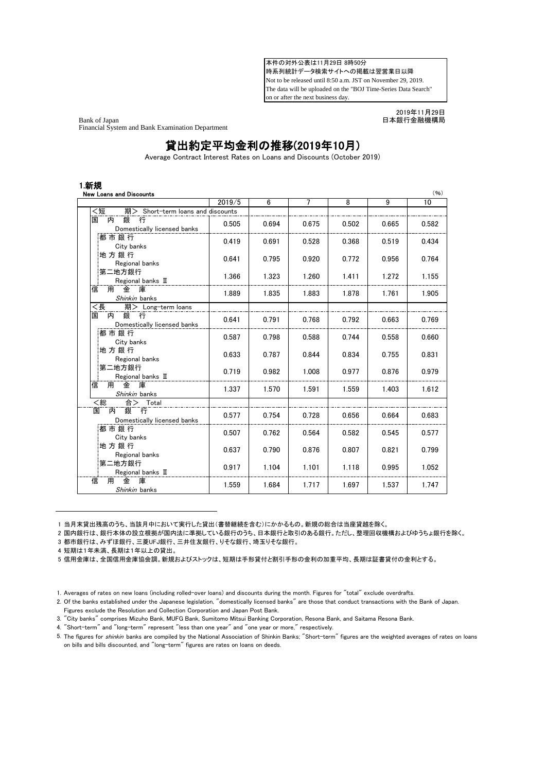本件の対外公表は11月29日 8時50分
時系列統計データ検索サイトへの掲載は翌営業日以降
Not to be released until 8:50 a.m. JST on November 29, 2019.
The data will be uploaded on the "BOJ Time-Series Data Search" on or after the next business day.

Bank of Japan
Financial System and Bank Examination Department

2019年11月29日
日本銀行金融機構局

# 貸出約定平均金利の推移(2019年10月)

Average Contract Interest Rates on Loans and Discounts (October 2019)

## 1.新規

**New Loans and Discounts**

(%)

| | 2019/5 | 6 | 7 | 8 | 9 | 10 |
|---|---|---|---|---|---|---|
| <短　期> Short-term loans and discounts | | | | | | |
| 国　内　銀　行 Domestically licensed banks | 0.505 | 0.694 | 0.675 | 0.502 | 0.665 | 0.582 |
| 都市銀行 City banks | 0.419 | 0.691 | 0.528 | 0.368 | 0.519 | 0.434 |
| 地方銀行 Regional banks | 0.641 | 0.795 | 0.920 | 0.772 | 0.956 | 0.764 |
| 第二地方銀行 Regional banks Ⅱ | 1.366 | 1.323 | 1.260 | 1.411 | 1.272 | 1.155 |
| 信　用　金　庫 *Shinkin* banks | 1.889 | 1.835 | 1.883 | 1.878 | 1.761 | 1.905 |
| <長　期> Long-term loans | | | | | | |
| 国　内　銀　行 Domestically licensed banks | 0.641 | 0.791 | 0.768 | 0.792 | 0.663 | 0.769 |
| 都市銀行 City banks | 0.587 | 0.798 | 0.588 | 0.744 | 0.558 | 0.660 |
| 地方銀行 Regional banks | 0.633 | 0.787 | 0.844 | 0.834 | 0.755 | 0.831 |
| 第二地方銀行 Regional banks Ⅱ | 0.719 | 0.982 | 1.008 | 0.977 | 0.876 | 0.979 |
| 信　用　金　庫 *Shinkin* banks | 1.337 | 1.570 | 1.591 | 1.559 | 1.403 | 1.612 |
| <総　合> Total | | | | | | |
| 国　内　銀　行 Domestically licensed banks | 0.577 | 0.754 | 0.728 | 0.656 | 0.664 | 0.683 |
| 都市銀行 City banks | 0.507 | 0.762 | 0.564 | 0.582 | 0.545 | 0.577 |
| 地方銀行 Regional banks | 0.637 | 0.790 | 0.876 | 0.807 | 0.821 | 0.799 |
| 第二地方銀行 Regional banks Ⅱ | 0.917 | 1.104 | 1.101 | 1.118 | 0.995 | 1.052 |
| 信　用　金　庫 *Shinkin* banks | 1.559 | 1.684 | 1.717 | 1.697 | 1.537 | 1.747 |

1 当月末貸出残高のうち、当該月中において実行した貸出(書替継続を含む)にかかるもの。新規の総合は当座貸越を除く。
2 国内銀行は、銀行本体の設立根拠が国内法に準拠している銀行のうち、日本銀行と取引のある銀行。ただし、整理回収機構およびゆうちょ銀行を除く。
3 都市銀行は、みずほ銀行、三菱UFJ銀行、三井住友銀行、りそな銀行、埼玉りそな銀行。
4 短期は1年未満、長期は1年以上の貸出。
5 信用金庫は、全国信用金庫協会調。新規およびストックは、短期は手形貸付と割引手形の金利の加重平均、長期は証書貸付の金利とする。

1. Averages of rates on new loans (including rolled-over loans) and discounts during the month. Figures for "total" exclude overdrafts.
2. Of the banks established under the Japanese legislation, "domestically licensed banks" are those that conduct transactions with the Bank of Japan. Figures exclude the Resolution and Collection Corporation and Japan Post Bank.
3. "City banks" comprises Mizuho Bank, MUFG Bank, Sumitomo Mitsui Banking Corporation, Resona Bank, and Saitama Resona Bank.
4. "Short-term" and "long-term" represent "less than one year" and "one year or more," respectively.
5. The figures for *shinkin* banks are compiled by the National Association of Shinkin Banks; "Short-term" figures are the weighted averages of rates on loans on bills and bills discounted, and "long-term" figures are rates on loans on deeds.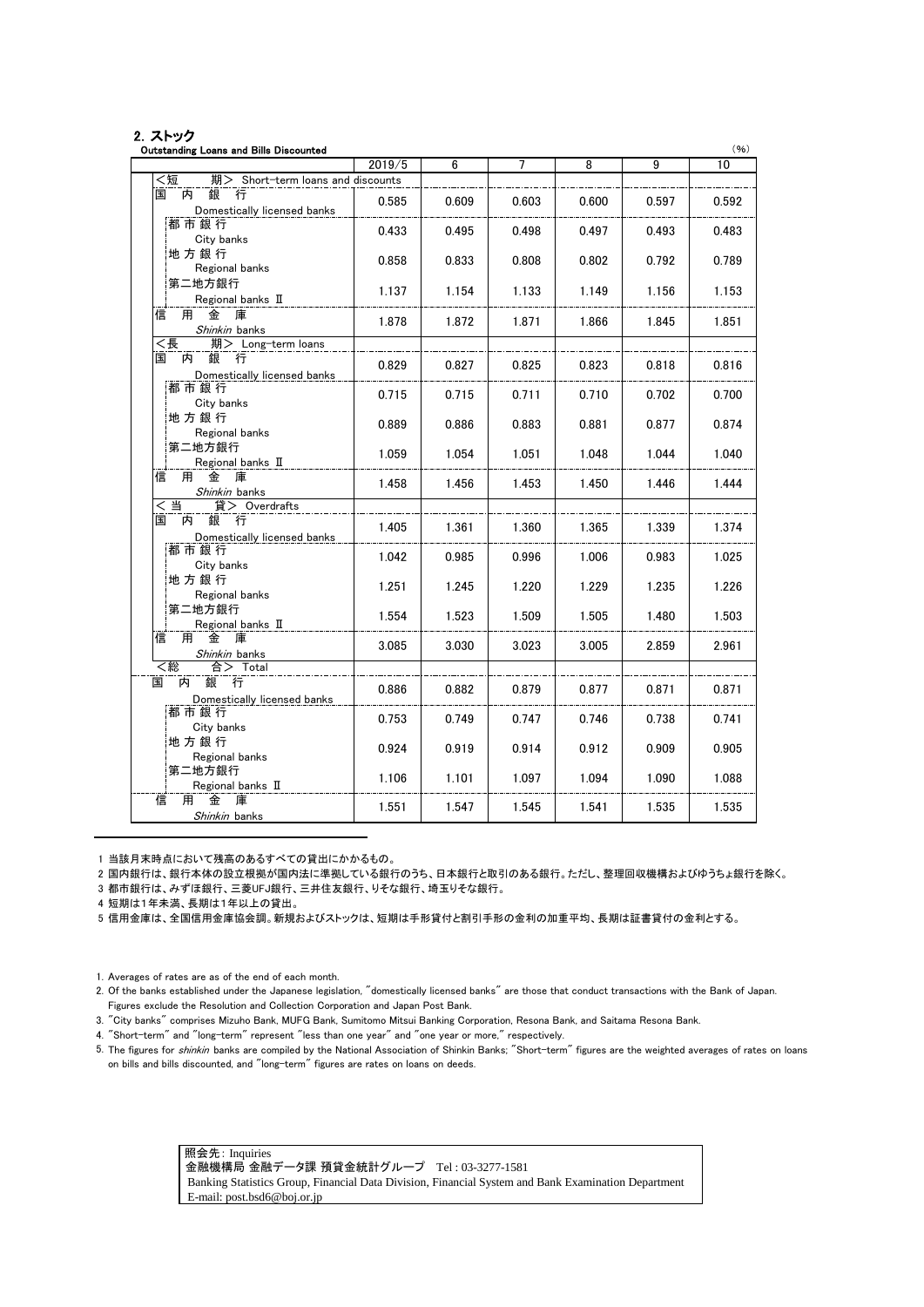## 2. ストック

**Outstanding Loans and Bills Discounted**

(%)

| | 2019/5 | 6 | 7 | 8 | 9 | 10 |
|---|---|---|---|---|---|---|
| <短　　期> Short-term loans and discounts | | | | | | |
| 国　内　銀　行 Domestically licensed banks | 0.585 | 0.609 | 0.603 | 0.600 | 0.597 | 0.592 |
| 都 市 銀 行 City banks | 0.433 | 0.495 | 0.498 | 0.497 | 0.493 | 0.483 |
| 地 方 銀 行 Regional banks | 0.858 | 0.833 | 0.808 | 0.802 | 0.792 | 0.789 |
| 第二地方銀行 Regional banks Ⅱ | 1.137 | 1.154 | 1.133 | 1.149 | 1.156 | 1.153 |
| 信　用　金　庫 *Shinkin* banks | 1.878 | 1.872 | 1.871 | 1.866 | 1.845 | 1.851 |
| <長　　期> Long-term loans | | | | | | |
| 国　内　銀　行 Domestically licensed banks | 0.829 | 0.827 | 0.825 | 0.823 | 0.818 | 0.816 |
| 都 市 銀 行 City banks | 0.715 | 0.715 | 0.711 | 0.710 | 0.702 | 0.700 |
| 地 方 銀 行 Regional banks | 0.889 | 0.886 | 0.883 | 0.881 | 0.877 | 0.874 |
| 第二地方銀行 Regional banks Ⅱ | 1.059 | 1.054 | 1.051 | 1.048 | 1.044 | 1.040 |
| 信　用　金　庫 *Shinkin* banks | 1.458 | 1.456 | 1.453 | 1.450 | 1.446 | 1.444 |
| < 当　　貸> Overdrafts | | | | | | |
| 国　内　銀　行 Domestically licensed banks | 1.405 | 1.361 | 1.360 | 1.365 | 1.339 | 1.374 |
| 都 市 銀 行 City banks | 1.042 | 0.985 | 0.996 | 1.006 | 0.983 | 1.025 |
| 地 方 銀 行 Regional banks | 1.251 | 1.245 | 1.220 | 1.229 | 1.235 | 1.226 |
| 第二地方銀行 Regional banks Ⅱ | 1.554 | 1.523 | 1.509 | 1.505 | 1.480 | 1.503 |
| 信　用　金　庫 *Shinkin* banks | 3.085 | 3.030 | 3.023 | 3.005 | 2.859 | 2.961 |
| <総　　合> Total | | | | | | |
| 国　内　銀　行 Domestically licensed banks | 0.886 | 0.882 | 0.879 | 0.877 | 0.871 | 0.871 |
| 都 市 銀 行 City banks | 0.753 | 0.749 | 0.747 | 0.746 | 0.738 | 0.741 |
| 地 方 銀 行 Regional banks | 0.924 | 0.919 | 0.914 | 0.912 | 0.909 | 0.905 |
| 第二地方銀行 Regional banks Ⅱ | 1.106 | 1.101 | 1.097 | 1.094 | 1.090 | 1.088 |
| 信　用　金　庫 *Shinkin* banks | 1.551 | 1.547 | 1.545 | 1.541 | 1.535 | 1.535 |

1 当該月末時点において残高のあるすべての貸出にかかるもの。

2 国内銀行は、銀行本体の設立根拠が国内法に準拠している銀行のうち、日本銀行と取引のある銀行。ただし、整理回収機構およびゆうちょ銀行を除く。

3 都市銀行は、みずほ銀行、三菱UFJ銀行、三井住友銀行、りそな銀行、埼玉りそな銀行。

4 短期は1年未満、長期は1年以上の貸出。

5 信用金庫は、全国信用金庫協会調。新規およびストックは、短期は手形貸付と割引手形の金利の加重平均、長期は証書貸付の金利とする。

1. Averages of rates are as of the end of each month.
2. Of the banks established under the Japanese legislation, "domestically licensed banks" are those that conduct transactions with the Bank of Japan. Figures exclude the Resolution and Collection Corporation and Japan Post Bank.
3. "City banks" comprises Mizuho Bank, MUFG Bank, Sumitomo Mitsui Banking Corporation, Resona Bank, and Saitama Resona Bank.
4. "Short-term" and "long-term" represent "less than one year" and "one year or more," respectively.
5. The figures for *shinkin* banks are compiled by the National Association of Shinkin Banks; "Short-term" figures are the weighted averages of rates on loans on bills and bills discounted, and "long-term" figures are rates on loans on deeds.

照会先: Inquiries
金融機構局 金融データ課 預貸金統計グループ　Tel : 03-3277-1581
Banking Statistics Group, Financial Data Division, Financial System and Bank Examination Department
E-mail: post.bsd6@boj.or.jp